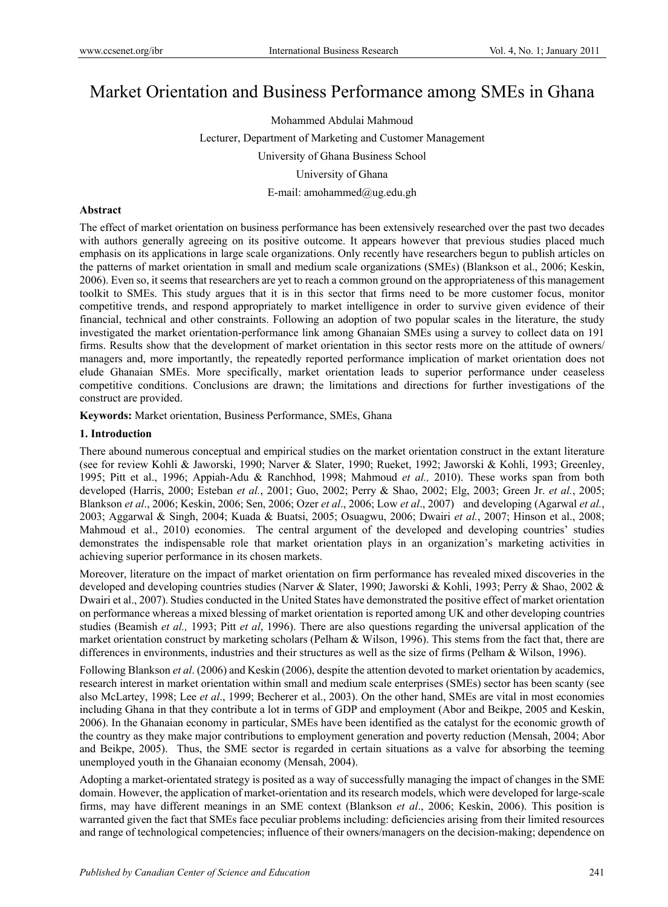# Market Orientation and Business Performance among SMEs in Ghana

Mohammed Abdulai Mahmoud

Lecturer, Department of Marketing and Customer Management

University of Ghana Business School

University of Ghana

E-mail: amohammed@ug.edu.gh

## Abstract

The effect of market orientation on business performance has been extensively researched over the past two decades with authors generally agreeing on its positive outcome. It appears however that previous studies placed much emphasis on its applications in large scale organizations. Only recently have researchers begun to publish articles on the patterns of market orientation in small and medium scale organizations (SMEs) (Blankson et al., 2006; Keskin, 2006). Even so, it seems that researchers are yet to reach a common ground on the appropriateness of this management toolkit to SMEs. This study argues that it is in this sector that firms need to be more customer focus, monitor competitive trends, and respond appropriately to market intelligence in order to survive given evidence of their financial, technical and other constraints. Following an adoption of two popular scales in the literature, the study investigated the market orientation-performance link among Ghanaian SMEs using a survey to collect data on 191 firms. Results show that the development of market orientation in this sector rests more on the attitude of owners/ managers and, more importantly, the repeatedly reported performance implication of market orientation does not elude Ghanaian SMEs. More specifically, market orientation leads to superior performance under ceaseless competitive conditions. Conclusions are drawn; the limitations and directions for further investigations of the construct are provided.

**Keywords:** Market orientation, Business Performance, SMEs, Ghana

## 1. Introduction

There abound numerous conceptual and empirical studies on the market orientation construct in the extant literature (see for review Kohli & Jaworski, 1990; Narver & Slater, 1990; Rueket, 1992; Jaworski & Kohli, 1993; Greenley, 1995; Pitt et al., 1996; Appiah-Adu & Ranchhod, 1998; Mahmoud *et al.,* 2010). These works span from both developed (Harris, 2000; Esteban *et al.*, 2001; Guo, 2002; Perry & Shao, 2002; Elg, 2003; Green Jr. *et al.*, 2005; Blankson *et al*., 2006; Keskin, 2006; Sen, 2006; Ozer *et al*., 2006; Low *et al*., 2007) and developing (Agarwal *et al.*, 2003; Aggarwal & Singh, 2004; Kuada & Buatsi, 2005; Osuagwu, 2006; Dwairi *et al.*, 2007; Hinson et al., 2008; Mahmoud et al., 2010) economies. The central argument of the developed and developing countries' studies demonstrates the indispensable role that market orientation plays in an organization's marketing activities in achieving superior performance in its chosen markets.

Moreover, literature on the impact of market orientation on firm performance has revealed mixed discoveries in the developed and developing countries studies (Narver & Slater, 1990; Jaworski & Kohli, 1993; Perry & Shao, 2002 & Dwairi et al., 2007). Studies conducted in the United States have demonstrated the positive effect of market orientation on performance whereas a mixed blessing of market orientation is reported among UK and other developing countries studies (Beamish *et al.,* 1993; Pitt *et al*, 1996). There are also questions regarding the universal application of the market orientation construct by marketing scholars (Pelham & Wilson, 1996). This stems from the fact that, there are differences in environments, industries and their structures as well as the size of firms (Pelham & Wilson, 1996).

Following Blankson *et al*. (2006) and Keskin (2006), despite the attention devoted to market orientation by academics, research interest in market orientation within small and medium scale enterprises (SMEs) sector has been scanty (see also McLartey, 1998; Lee *et al*., 1999; Becherer et al., 2003). On the other hand, SMEs are vital in most economies including Ghana in that they contribute a lot in terms of GDP and employment (Abor and Beikpe, 2005 and Keskin, 2006). In the Ghanaian economy in particular, SMEs have been identified as the catalyst for the economic growth of the country as they make major contributions to employment generation and poverty reduction (Mensah, 2004; Abor and Beikpe, 2005). Thus, the SME sector is regarded in certain situations as a valve for absorbing the teeming unemployed youth in the Ghanaian economy (Mensah, 2004).

Adopting a market-orientated strategy is posited as a way of successfully managing the impact of changes in the SME domain. However, the application of market-orientation and its research models, which were developed for large-scale firms, may have different meanings in an SME context (Blankson *et al*., 2006; Keskin, 2006). This position is warranted given the fact that SMEs face peculiar problems including: deficiencies arising from their limited resources and range of technological competencies; influence of their owners/managers on the decision-making; dependence on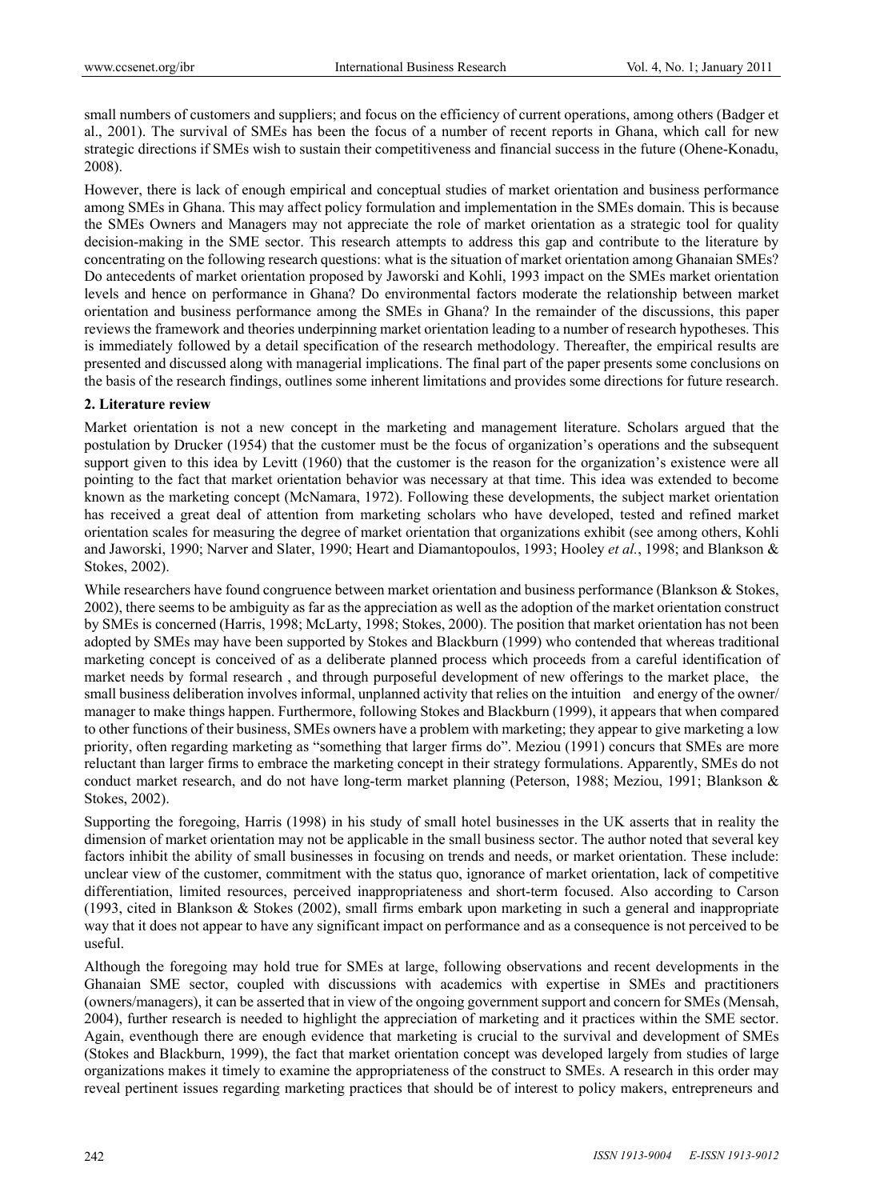small numbers of customers and suppliers; and focus on the efficiency of current operations, among others (Badger et al., 2001). The survival of SMEs has been the focus of a number of recent reports in Ghana, which call for new strategic directions if SMEs wish to sustain their competitiveness and financial success in the future (Ohene-Konadu, 2008).

However, there is lack of enough empirical and conceptual studies of market orientation and business performance among SMEs in Ghana. This may affect policy formulation and implementation in the SMEs domain. This is because the SMEs Owners and Managers may not appreciate the role of market orientation as a strategic tool for quality decision-making in the SME sector. This research attempts to address this gap and contribute to the literature by concentrating on the following research questions: what is the situation of market orientation among Ghanaian SMEs? Do antecedents of market orientation proposed by Jaworski and Kohli, 1993 impact on the SMEs market orientation levels and hence on performance in Ghana? Do environmental factors moderate the relationship between market orientation and business performance among the SMEs in Ghana? In the remainder of the discussions, this paper reviews the framework and theories underpinning market orientation leading to a number of research hypotheses. This is immediately followed by a detail specification of the research methodology. Thereafter, the empirical results are presented and discussed along with managerial implications. The final part of the paper presents some conclusions on the basis of the research findings, outlines some inherent limitations and provides some directions for future research.

## 2. Literature review

Market orientation is not a new concept in the marketing and management literature. Scholars argued that the postulation by Drucker (1954) that the customer must be the focus of organization's operations and the subsequent support given to this idea by Levitt (1960) that the customer is the reason for the organization's existence were all pointing to the fact that market orientation behavior was necessary at that time. This idea was extended to become known as the marketing concept (McNamara, 1972). Following these developments, the subject market orientation has received a great deal of attention from marketing scholars who have developed, tested and refined market orientation scales for measuring the degree of market orientation that organizations exhibit (see among others, Kohli and Jaworski, 1990; Narver and Slater, 1990; Heart and Diamantopoulos, 1993; Hooley *et al.*, 1998; and Blankson & Stokes, 2002).

While researchers have found congruence between market orientation and business performance (Blankson & Stokes, 2002), there seems to be ambiguity as far as the appreciation as well as the adoption of the market orientation construct by SMEs is concerned (Harris, 1998; McLarty, 1998; Stokes, 2000). The position that market orientation has not been adopted by SMEs may have been supported by Stokes and Blackburn (1999) who contended that whereas traditional marketing concept is conceived of as a deliberate planned process which proceeds from a careful identification of market needs by formal research , and through purposeful development of new offerings to the market place, the small business deliberation involves informal, unplanned activity that relies on the intuition and energy of the owner/ manager to make things happen. Furthermore, following Stokes and Blackburn (1999), it appears that when compared to other functions of their business, SMEs owners have a problem with marketing; they appear to give marketing a low priority, often regarding marketing as "something that larger firms do". Meziou (1991) concurs that SMEs are more reluctant than larger firms to embrace the marketing concept in their strategy formulations. Apparently, SMEs do not conduct market research, and do not have long-term market planning (Peterson, 1988; Meziou, 1991; Blankson & Stokes, 2002).

Supporting the foregoing, Harris (1998) in his study of small hotel businesses in the UK asserts that in reality the dimension of market orientation may not be applicable in the small business sector. The author noted that several key factors inhibit the ability of small businesses in focusing on trends and needs, or market orientation. These include: unclear view of the customer, commitment with the status quo, ignorance of market orientation, lack of competitive differentiation, limited resources, perceived inappropriateness and short-term focused. Also according to Carson (1993, cited in Blankson & Stokes (2002), small firms embark upon marketing in such a general and inappropriate way that it does not appear to have any significant impact on performance and as a consequence is not perceived to be useful.

Although the foregoing may hold true for SMEs at large, following observations and recent developments in the Ghanaian SME sector, coupled with discussions with academics with expertise in SMEs and practitioners (owners/managers), it can be asserted that in view of the ongoing government support and concern for SMEs (Mensah, 2004), further research is needed to highlight the appreciation of marketing and it practices within the SME sector. Again, eventhough there are enough evidence that marketing is crucial to the survival and development of SMEs (Stokes and Blackburn, 1999), the fact that market orientation concept was developed largely from studies of large organizations makes it timely to examine the appropriateness of the construct to SMEs. A research in this order may reveal pertinent issues regarding marketing practices that should be of interest to policy makers, entrepreneurs and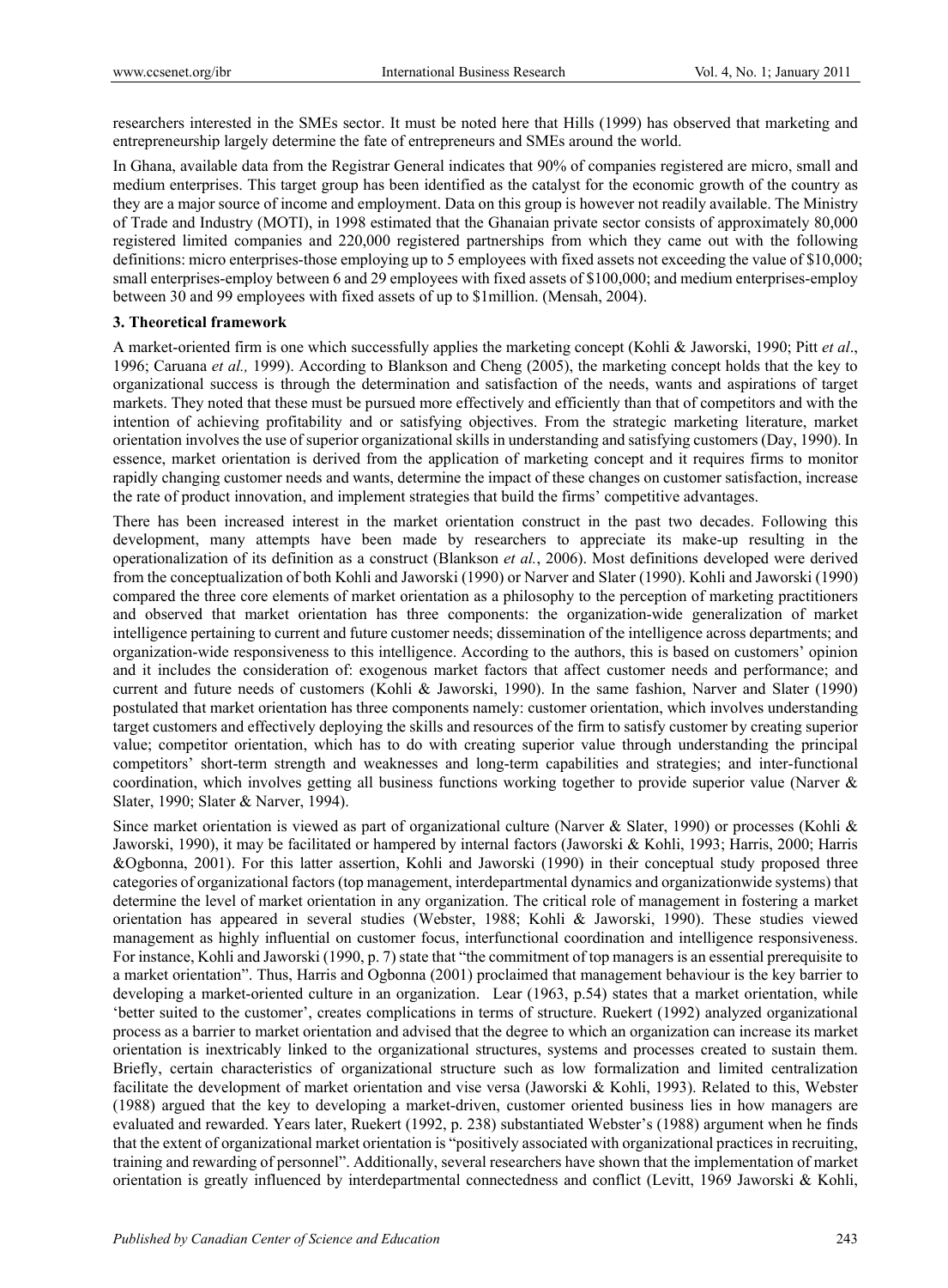researchers interested in the SMEs sector. It must be noted here that Hills (1999) has observed that marketing and entrepreneurship largely determine the fate of entrepreneurs and SMEs around the world.

In Ghana, available data from the Registrar General indicates that 90% of companies registered are micro, small and medium enterprises. This target group has been identified as the catalyst for the economic growth of the country as they are a major source of income and employment. Data on this group is however not readily available. The Ministry of Trade and Industry (MOTI), in 1998 estimated that the Ghanaian private sector consists of approximately 80,000 registered limited companies and 220,000 registered partnerships from which they came out with the following definitions: micro enterprises-those employing up to 5 employees with fixed assets not exceeding the value of $10,000; small enterprises-employ between 6 and 29 employees with fixed assets of $100,000; and medium enterprises-employ between 30 and 99 employees with fixed assets of up to $1million. (Mensah, 2004).

### 3. Theoretical framework

A market-oriented firm is one which successfully applies the marketing concept (Kohli & Jaworski, 1990; Pitt *et al*., 1996; Caruana *et al.,* 1999). According to Blankson and Cheng (2005), the marketing concept holds that the key to organizational success is through the determination and satisfaction of the needs, wants and aspirations of target markets. They noted that these must be pursued more effectively and efficiently than that of competitors and with the intention of achieving profitability and or satisfying objectives. From the strategic marketing literature, market orientation involves the use of superior organizational skills in understanding and satisfying customers (Day, 1990). In essence, market orientation is derived from the application of marketing concept and it requires firms to monitor rapidly changing customer needs and wants, determine the impact of these changes on customer satisfaction, increase the rate of product innovation, and implement strategies that build the firms' competitive advantages.

There has been increased interest in the market orientation construct in the past two decades. Following this development, many attempts have been made by researchers to appreciate its make-up resulting in the operationalization of its definition as a construct (Blankson *et al.*, 2006). Most definitions developed were derived from the conceptualization of both Kohli and Jaworski (1990) or Narver and Slater (1990). Kohli and Jaworski (1990) compared the three core elements of market orientation as a philosophy to the perception of marketing practitioners and observed that market orientation has three components: the organization-wide generalization of market intelligence pertaining to current and future customer needs; dissemination of the intelligence across departments; and organization-wide responsiveness to this intelligence. According to the authors, this is based on customers' opinion and it includes the consideration of: exogenous market factors that affect customer needs and performance; and current and future needs of customers (Kohli & Jaworski, 1990). In the same fashion, Narver and Slater (1990) postulated that market orientation has three components namely: customer orientation, which involves understanding target customers and effectively deploying the skills and resources of the firm to satisfy customer by creating superior value; competitor orientation, which has to do with creating superior value through understanding the principal competitors' short-term strength and weaknesses and long-term capabilities and strategies; and inter-functional coordination, which involves getting all business functions working together to provide superior value (Narver & Slater, 1990; Slater & Narver, 1994).

Since market orientation is viewed as part of organizational culture (Narver & Slater, 1990) or processes (Kohli & Jaworski, 1990), it may be facilitated or hampered by internal factors (Jaworski & Kohli, 1993; Harris, 2000; Harris &Ogbonna, 2001). For this latter assertion, Kohli and Jaworski (1990) in their conceptual study proposed three categories of organizational factors (top management, interdepartmental dynamics and organizationwide systems) that determine the level of market orientation in any organization. The critical role of management in fostering a market orientation has appeared in several studies (Webster, 1988; Kohli & Jaworski, 1990). These studies viewed management as highly influential on customer focus, interfunctional coordination and intelligence responsiveness. For instance, Kohli and Jaworski (1990, p. 7) state that "the commitment of top managers is an essential prerequisite to a market orientation". Thus, Harris and Ogbonna (2001) proclaimed that management behaviour is the key barrier to developing a market-oriented culture in an organization. Lear (1963, p.54) states that a market orientation, while 'better suited to the customer', creates complications in terms of structure. Ruekert (1992) analyzed organizational process as a barrier to market orientation and advised that the degree to which an organization can increase its market orientation is inextricably linked to the organizational structures, systems and processes created to sustain them. Briefly, certain characteristics of organizational structure such as low formalization and limited centralization facilitate the development of market orientation and vise versa (Jaworski & Kohli, 1993). Related to this, Webster (1988) argued that the key to developing a market-driven, customer oriented business lies in how managers are evaluated and rewarded. Years later, Ruekert (1992, p. 238) substantiated Webster's (1988) argument when he finds that the extent of organizational market orientation is "positively associated with organizational practices in recruiting, training and rewarding of personnel". Additionally, several researchers have shown that the implementation of market orientation is greatly influenced by interdepartmental connectedness and conflict (Levitt, 1969 Jaworski & Kohli,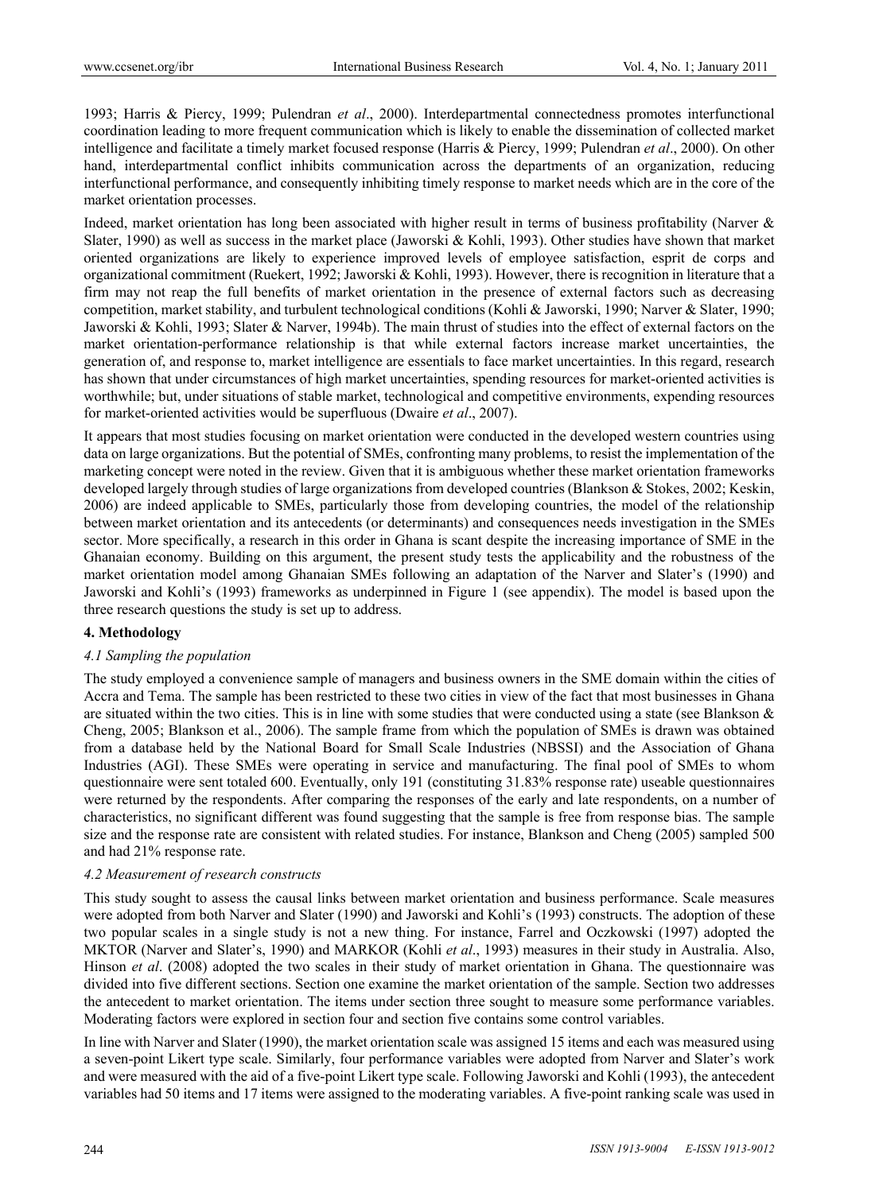1993; Harris & Piercy, 1999; Pulendran *et al*., 2000). Interdepartmental connectedness promotes interfunctional coordination leading to more frequent communication which is likely to enable the dissemination of collected market intelligence and facilitate a timely market focused response (Harris & Piercy, 1999; Pulendran *et al*., 2000). On other hand, interdepartmental conflict inhibits communication across the departments of an organization, reducing interfunctional performance, and consequently inhibiting timely response to market needs which are in the core of the market orientation processes.

Indeed, market orientation has long been associated with higher result in terms of business profitability (Narver & Slater, 1990) as well as success in the market place (Jaworski & Kohli, 1993). Other studies have shown that market oriented organizations are likely to experience improved levels of employee satisfaction, esprit de corps and organizational commitment (Ruekert, 1992; Jaworski & Kohli, 1993). However, there is recognition in literature that a firm may not reap the full benefits of market orientation in the presence of external factors such as decreasing competition, market stability, and turbulent technological conditions (Kohli & Jaworski, 1990; Narver & Slater, 1990; Jaworski & Kohli, 1993; Slater & Narver, 1994b). The main thrust of studies into the effect of external factors on the market orientation-performance relationship is that while external factors increase market uncertainties, the generation of, and response to, market intelligence are essentials to face market uncertainties. In this regard, research has shown that under circumstances of high market uncertainties, spending resources for market-oriented activities is worthwhile; but, under situations of stable market, technological and competitive environments, expending resources for market-oriented activities would be superfluous (Dwaire *et al*., 2007).

It appears that most studies focusing on market orientation were conducted in the developed western countries using data on large organizations. But the potential of SMEs, confronting many problems, to resist the implementation of the marketing concept were noted in the review. Given that it is ambiguous whether these market orientation frameworks developed largely through studies of large organizations from developed countries (Blankson & Stokes, 2002; Keskin, 2006) are indeed applicable to SMEs, particularly those from developing countries, the model of the relationship between market orientation and its antecedents (or determinants) and consequences needs investigation in the SMEs sector. More specifically, a research in this order in Ghana is scant despite the increasing importance of SME in the Ghanaian economy. Building on this argument, the present study tests the applicability and the robustness of the market orientation model among Ghanaian SMEs following an adaptation of the Narver and Slater's (1990) and Jaworski and Kohli's (1993) frameworks as underpinned in Figure 1 (see appendix). The model is based upon the three research questions the study is set up to address.

## 4. Methodology

### *4.1 Sampling the population*

The study employed a convenience sample of managers and business owners in the SME domain within the cities of Accra and Tema. The sample has been restricted to these two cities in view of the fact that most businesses in Ghana are situated within the two cities. This is in line with some studies that were conducted using a state (see Blankson & Cheng, 2005; Blankson et al., 2006). The sample frame from which the population of SMEs is drawn was obtained from a database held by the National Board for Small Scale Industries (NBSSI) and the Association of Ghana Industries (AGI). These SMEs were operating in service and manufacturing. The final pool of SMEs to whom questionnaire were sent totaled 600. Eventually, only 191 (constituting 31.83% response rate) useable questionnaires were returned by the respondents. After comparing the responses of the early and late respondents, on a number of characteristics, no significant different was found suggesting that the sample is free from response bias. The sample size and the response rate are consistent with related studies. For instance, Blankson and Cheng (2005) sampled 500 and had 21% response rate.

### *4.2 Measurement of research constructs*

This study sought to assess the causal links between market orientation and business performance. Scale measures were adopted from both Narver and Slater (1990) and Jaworski and Kohli's (1993) constructs. The adoption of these two popular scales in a single study is not a new thing. For instance, Farrel and Oczkowski (1997) adopted the MKTOR (Narver and Slater's, 1990) and MARKOR (Kohli *et al*., 1993) measures in their study in Australia. Also, Hinson *et al*. (2008) adopted the two scales in their study of market orientation in Ghana. The questionnaire was divided into five different sections. Section one examine the market orientation of the sample. Section two addresses the antecedent to market orientation. The items under section three sought to measure some performance variables. Moderating factors were explored in section four and section five contains some control variables.

In line with Narver and Slater (1990), the market orientation scale was assigned 15 items and each was measured using a seven-point Likert type scale. Similarly, four performance variables were adopted from Narver and Slater's work and were measured with the aid of a five-point Likert type scale. Following Jaworski and Kohli (1993), the antecedent variables had 50 items and 17 items were assigned to the moderating variables. A five-point ranking scale was used in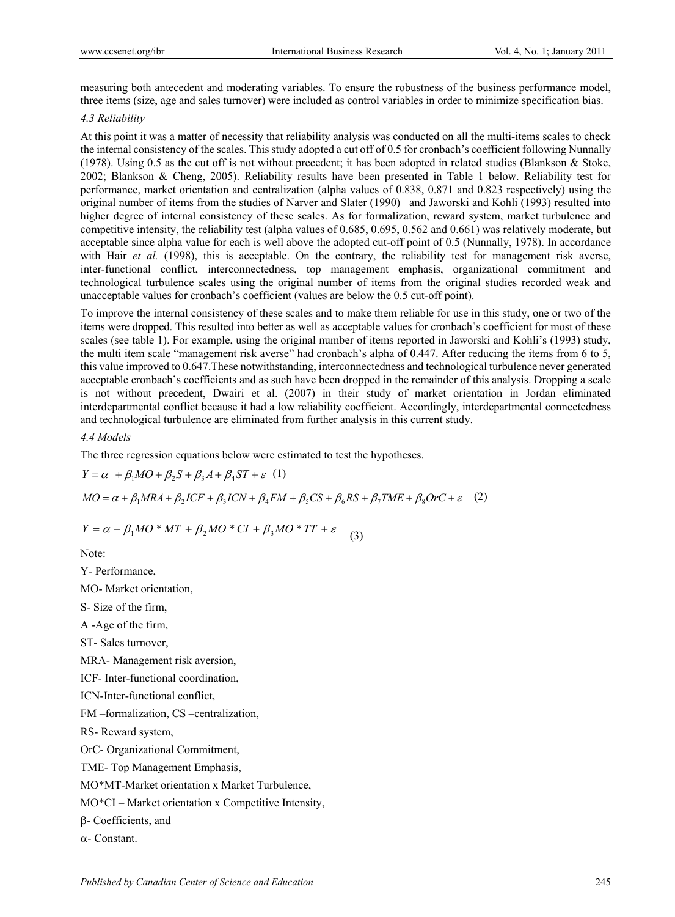measuring both antecedent and moderating variables. To ensure the robustness of the business performance model, three items (size, age and sales turnover) were included as control variables in order to minimize specification bias.

### *4.3 Reliability*

At this point it was a matter of necessity that reliability analysis was conducted on all the multi-items scales to check the internal consistency of the scales. This study adopted a cut off of 0.5 for cronbach's coefficient following Nunnally (1978). Using 0.5 as the cut off is not without precedent; it has been adopted in related studies (Blankson & Stoke, 2002; Blankson & Cheng, 2005). Reliability results have been presented in Table 1 below. Reliability test for performance, market orientation and centralization (alpha values of 0.838, 0.871 and 0.823 respectively) using the original number of items from the studies of Narver and Slater (1990) and Jaworski and Kohli (1993) resulted into higher degree of internal consistency of these scales. As for formalization, reward system, market turbulence and competitive intensity, the reliability test (alpha values of 0.685, 0.695, 0.562 and 0.661) was relatively moderate, but acceptable since alpha value for each is well above the adopted cut-off point of 0.5 (Nunnally, 1978). In accordance with Hair *et al.* (1998), this is acceptable. On the contrary, the reliability test for management risk averse, inter-functional conflict, interconnectedness, top management emphasis, organizational commitment and technological turbulence scales using the original number of items from the original studies recorded weak and unacceptable values for cronbach's coefficient (values are below the 0.5 cut-off point).

To improve the internal consistency of these scales and to make them reliable for use in this study, one or two of the items were dropped. This resulted into better as well as acceptable values for cronbach's coefficient for most of these scales (see table 1). For example, using the original number of items reported in Jaworski and Kohli's (1993) study, the multi item scale "management risk averse" had cronbach's alpha of 0.447. After reducing the items from 6 to 5, this value improved to 0.647.These notwithstanding, interconnectedness and technological turbulence never generated acceptable cronbach's coefficients and as such have been dropped in the remainder of this analysis. Dropping a scale is not without precedent, Dwairi et al. (2007) in their study of market orientation in Jordan eliminated interdepartmental conflict because it had a low reliability coefficient. Accordingly, interdepartmental connectedness and technological turbulence are eliminated from further analysis in this current study.

### *4.4 Models*

The three regression equations below were estimated to test the hypotheses.

$$Y = \alpha + \beta_1 MO + \beta_2 S + \beta_3 A + \beta_4 ST + \varepsilon \quad (1)$$

$$MO = \alpha + \beta_1 MRA + \beta_2 ICF + \beta_3 ICN + \beta_4 FM + \beta_5 CS + \beta_6 RS + \beta_7 TME + \beta_8 OrC + \varepsilon \quad (2)$$

$$Y = \alpha + \beta_1 MO * MT + \beta_2 MO * CI + \beta_3 MO * TT + \varepsilon \quad (3)$$

Note:

Y- Performance,

MO- Market orientation,

S- Size of the firm,

A -Age of the firm,

ST- Sales turnover,

MRA- Management risk aversion,

ICF- Inter-functional coordination,

ICN-Inter-functional conflict,

FM –formalization, CS –centralization,

RS- Reward system,

OrC- Organizational Commitment,

TME- Top Management Emphasis,

MO*MT-Market orientation x Market Turbulence,

MO*CI – Market orientation x Competitive Intensity,

$\beta$- Coefficients, and

$\alpha$- Constant.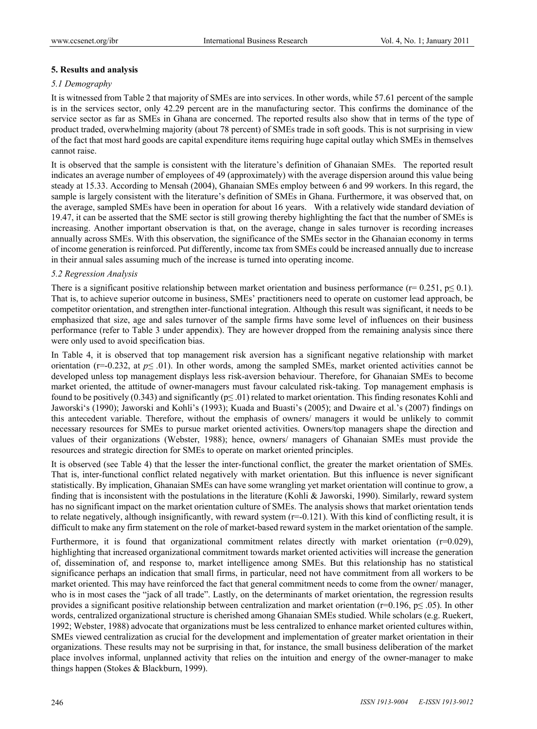### 5. Results and analysis

#### *5.1 Demography*

It is witnessed from Table 2 that majority of SMEs are into services. In other words, while 57.61 percent of the sample is in the services sector, only 42.29 percent are in the manufacturing sector. This confirms the dominance of the service sector as far as SMEs in Ghana are concerned. The reported results also show that in terms of the type of product traded, overwhelming majority (about 78 percent) of SMEs trade in soft goods. This is not surprising in view of the fact that most hard goods are capital expenditure items requiring huge capital outlay which SMEs in themselves cannot raise.

It is observed that the sample is consistent with the literature's definition of Ghanaian SMEs. The reported result indicates an average number of employees of 49 (approximately) with the average dispersion around this value being steady at 15.33. According to Mensah (2004), Ghanaian SMEs employ between 6 and 99 workers. In this regard, the sample is largely consistent with the literature's definition of SMEs in Ghana. Furthermore, it was observed that, on the average, sampled SMEs have been in operation for about 16 years. With a relatively wide standard deviation of 19.47, it can be asserted that the SME sector is still growing thereby highlighting the fact that the number of SMEs is increasing. Another important observation is that, on the average, change in sales turnover is recording increases annually across SMEs. With this observation, the significance of the SMEs sector in the Ghanaian economy in terms of income generation is reinforced. Put differently, income tax from SMEs could be increased annually due to increase in their annual sales assuming much of the increase is turned into operating income.

#### *5.2 Regression Analysis*

There is a significant positive relationship between market orientation and business performance ($r = 0.251$, $p \leq 0.1$). That is, to achieve superior outcome in business, SMEs' practitioners need to operate on customer lead approach, be competitor orientation, and strengthen inter-functional integration. Although this result was significant, it needs to be emphasized that size, age and sales turnover of the sample firms have some level of influences on their business performance (refer to Table 3 under appendix). They are however dropped from the remaining analysis since there were only used to avoid specification bias.

In Table 4, it is observed that top management risk aversion has a significant negative relationship with market orientation ($r = -0.232$, at $p \leq .01$). In other words, among the sampled SMEs, market oriented activities cannot be developed unless top management displays less risk-aversion behaviour. Therefore, for Ghanaian SMEs to become market oriented, the attitude of owner-managers must favour calculated risk-taking. Top management emphasis is found to be positively (0.343) and significantly ($p \leq .01$) related to market orientation. This finding resonates Kohli and Jaworski's (1990); Jaworski and Kohli's (1993); Kuada and Buasti's (2005); and Dwaire et al.'s (2007) findings on this antecedent variable. Therefore, without the emphasis of owners/ managers it would be unlikely to commit necessary resources for SMEs to pursue market oriented activities. Owners/top managers shape the direction and values of their organizations (Webster, 1988); hence, owners/ managers of Ghanaian SMEs must provide the resources and strategic direction for SMEs to operate on market oriented principles.

It is observed (see Table 4) that the lesser the inter-functional conflict, the greater the market orientation of SMEs. That is, inter-functional conflict related negatively with market orientation. But this influence is never significant statistically. By implication, Ghanaian SMEs can have some wrangling yet market orientation will continue to grow, a finding that is inconsistent with the postulations in the literature (Kohli & Jaworski, 1990). Similarly, reward system has no significant impact on the market orientation culture of SMEs. The analysis shows that market orientation tends to relate negatively, although insignificantly, with reward system ($r = -0.121$). With this kind of conflicting result, it is difficult to make any firm statement on the role of market-based reward system in the market orientation of the sample.

Furthermore, it is found that organizational commitment relates directly with market orientation ($r = 0.029$), highlighting that increased organizational commitment towards market oriented activities will increase the generation of, dissemination of, and response to, market intelligence among SMEs. But this relationship has no statistical significance perhaps an indication that small firms, in particular, need not have commitment from all workers to be market oriented. This may have reinforced the fact that general commitment needs to come from the owner/ manager, who is in most cases the "jack of all trade". Lastly, on the determinants of market orientation, the regression results provides a significant positive relationship between centralization and market orientation ($r = 0.196$, $p \leq .05$). In other words, centralized organizational structure is cherished among Ghanaian SMEs studied. While scholars (e.g. Ruekert, 1992; Webster, 1988) advocate that organizations must be less centralized to enhance market oriented cultures within, SMEs viewed centralization as crucial for the development and implementation of greater market orientation in their organizations. These results may not be surprising in that, for instance, the small business deliberation of the market place involves informal, unplanned activity that relies on the intuition and energy of the owner-manager to make things happen (Stokes & Blackburn, 1999).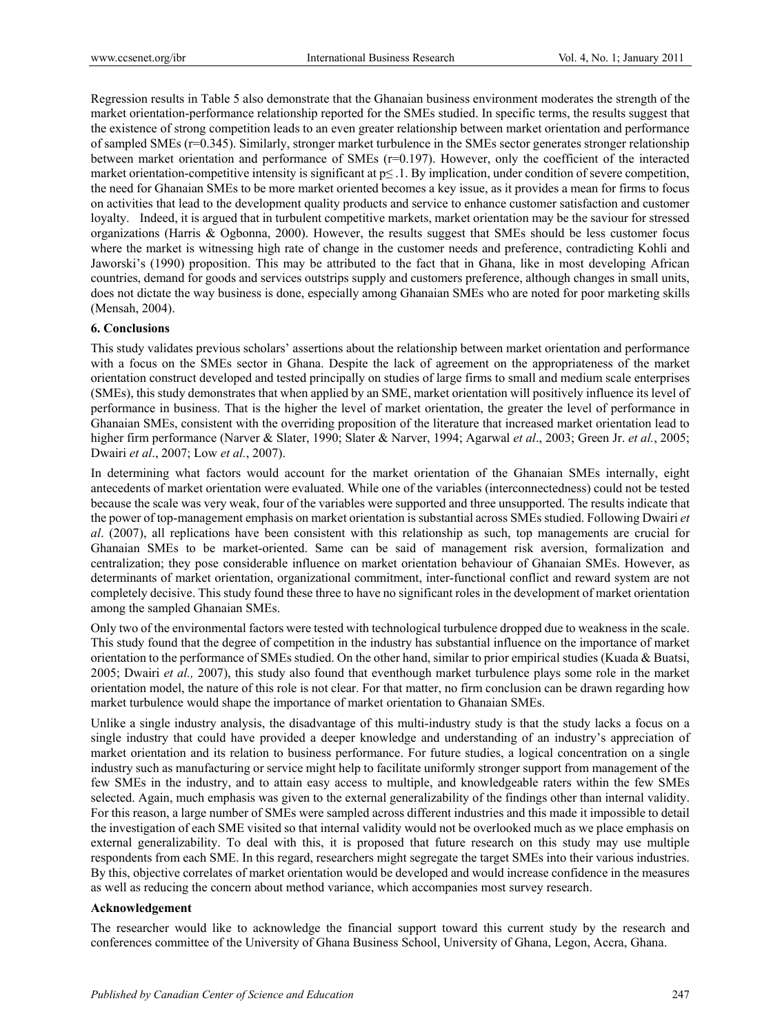Regression results in Table 5 also demonstrate that the Ghanaian business environment moderates the strength of the market orientation-performance relationship reported for the SMEs studied. In specific terms, the results suggest that the existence of strong competition leads to an even greater relationship between market orientation and performance of sampled SMEs (r=0.345). Similarly, stronger market turbulence in the SMEs sector generates stronger relationship between market orientation and performance of SMEs (r=0.197). However, only the coefficient of the interacted market orientation-competitive intensity is significant at $p \leq .1$. By implication, under condition of severe competition, the need for Ghanaian SMEs to be more market oriented becomes a key issue, as it provides a mean for firms to focus on activities that lead to the development quality products and service to enhance customer satisfaction and customer loyalty. Indeed, it is argued that in turbulent competitive markets, market orientation may be the saviour for stressed organizations (Harris & Ogbonna, 2000). However, the results suggest that SMEs should be less customer focus where the market is witnessing high rate of change in the customer needs and preference, contradicting Kohli and Jaworski's (1990) proposition. This may be attributed to the fact that in Ghana, like in most developing African countries, demand for goods and services outstrips supply and customers preference, although changes in small units, does not dictate the way business is done, especially among Ghanaian SMEs who are noted for poor marketing skills (Mensah, 2004).

## 6. Conclusions

This study validates previous scholars' assertions about the relationship between market orientation and performance with a focus on the SMEs sector in Ghana. Despite the lack of agreement on the appropriateness of the market orientation construct developed and tested principally on studies of large firms to small and medium scale enterprises (SMEs), this study demonstrates that when applied by an SME, market orientation will positively influence its level of performance in business. That is the higher the level of market orientation, the greater the level of performance in Ghanaian SMEs, consistent with the overriding proposition of the literature that increased market orientation lead to higher firm performance (Narver & Slater, 1990; Slater & Narver, 1994; Agarwal *et al*., 2003; Green Jr. *et al.*, 2005; Dwairi *et al*., 2007; Low *et al.*, 2007).

In determining what factors would account for the market orientation of the Ghanaian SMEs internally, eight antecedents of market orientation were evaluated. While one of the variables (interconnectedness) could not be tested because the scale was very weak, four of the variables were supported and three unsupported. The results indicate that the power of top-management emphasis on market orientation is substantial across SMEs studied. Following Dwairi *et al*. (2007), all replications have been consistent with this relationship as such, top managements are crucial for Ghanaian SMEs to be market-oriented. Same can be said of management risk aversion, formalization and centralization; they pose considerable influence on market orientation behaviour of Ghanaian SMEs. However, as determinants of market orientation, organizational commitment, inter-functional conflict and reward system are not completely decisive. This study found these three to have no significant roles in the development of market orientation among the sampled Ghanaian SMEs.

Only two of the environmental factors were tested with technological turbulence dropped due to weakness in the scale. This study found that the degree of competition in the industry has substantial influence on the importance of market orientation to the performance of SMEs studied. On the other hand, similar to prior empirical studies (Kuada & Buatsi, 2005; Dwairi *et al.,* 2007), this study also found that eventhough market turbulence plays some role in the market orientation model, the nature of this role is not clear. For that matter, no firm conclusion can be drawn regarding how market turbulence would shape the importance of market orientation to Ghanaian SMEs.

Unlike a single industry analysis, the disadvantage of this multi-industry study is that the study lacks a focus on a single industry that could have provided a deeper knowledge and understanding of an industry's appreciation of market orientation and its relation to business performance. For future studies, a logical concentration on a single industry such as manufacturing or service might help to facilitate uniformly stronger support from management of the few SMEs in the industry, and to attain easy access to multiple, and knowledgeable raters within the few SMEs selected. Again, much emphasis was given to the external generalizability of the findings other than internal validity. For this reason, a large number of SMEs were sampled across different industries and this made it impossible to detail the investigation of each SME visited so that internal validity would not be overlooked much as we place emphasis on external generalizability. To deal with this, it is proposed that future research on this study may use multiple respondents from each SME. In this regard, researchers might segregate the target SMEs into their various industries. By this, objective correlates of market orientation would be developed and would increase confidence in the measures as well as reducing the concern about method variance, which accompanies most survey research.

## Acknowledgement

The researcher would like to acknowledge the financial support toward this current study by the research and conferences committee of the University of Ghana Business School, University of Ghana, Legon, Accra, Ghana.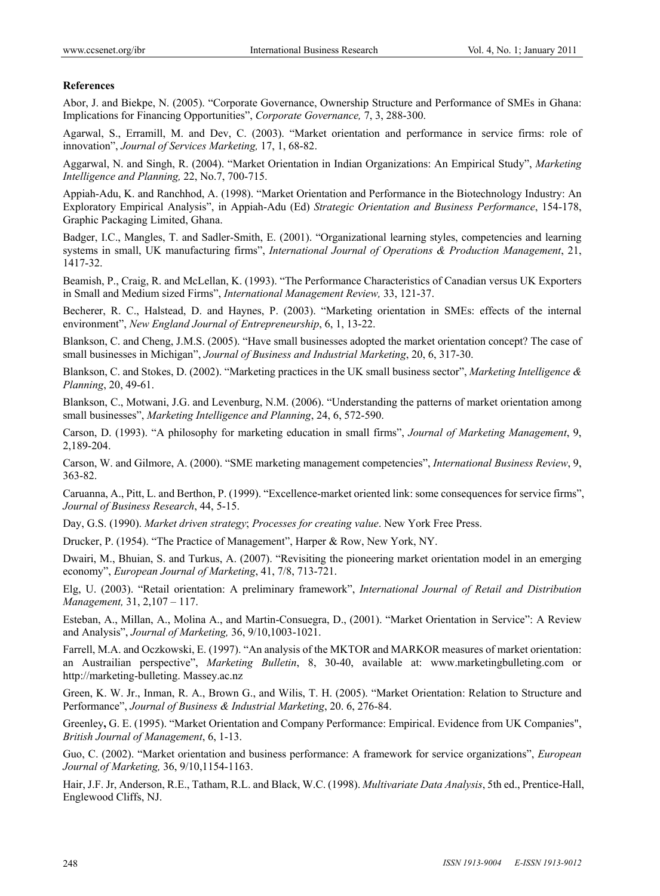**References**

Abor, J. and Biekpe, N. (2005). "Corporate Governance, Ownership Structure and Performance of SMEs in Ghana: Implications for Financing Opportunities", *Corporate Governance,* 7, 3, 288-300.

Agarwal, S., Erramill, M. and Dev, C. (2003). "Market orientation and performance in service firms: role of innovation", *Journal of Services Marketing,* 17, 1, 68-82.

Aggarwal, N. and Singh, R. (2004). "Market Orientation in Indian Organizations: An Empirical Study", *Marketing Intelligence and Planning,* 22, No.7, 700-715.

Appiah-Adu, K. and Ranchhod, A. (1998). "Market Orientation and Performance in the Biotechnology Industry: An Exploratory Empirical Analysis", in Appiah-Adu (Ed) *Strategic Orientation and Business Performance*, 154-178, Graphic Packaging Limited, Ghana.

Badger, I.C., Mangles, T. and Sadler-Smith, E. (2001). "Organizational learning styles, competencies and learning systems in small, UK manufacturing firms", *International Journal of Operations & Production Management*, 21, 1417-32.

Beamish, P., Craig, R. and McLellan, K. (1993). "The Performance Characteristics of Canadian versus UK Exporters in Small and Medium sized Firms", *International Management Review,* 33, 121-37.

Becherer, R. C., Halstead, D. and Haynes, P. (2003). "Marketing orientation in SMEs: effects of the internal environment", *New England Journal of Entrepreneurship*, 6, 1, 13-22.

Blankson, C. and Cheng, J.M.S. (2005). "Have small businesses adopted the market orientation concept? The case of small businesses in Michigan", *Journal of Business and Industrial Marketing*, 20, 6, 317-30.

Blankson, C. and Stokes, D. (2002). "Marketing practices in the UK small business sector", *Marketing Intelligence & Planning*, 20, 49-61.

Blankson, C., Motwani, J.G. and Levenburg, N.M. (2006). "Understanding the patterns of market orientation among small businesses", *Marketing Intelligence and Planning*, 24, 6, 572-590.

Carson, D. (1993). "A philosophy for marketing education in small firms", *Journal of Marketing Management*, 9, 2,189-204.

Carson, W. and Gilmore, A. (2000). "SME marketing management competencies", *International Business Review*, 9, 363-82.

Caruanna, A., Pitt, L. and Berthon, P. (1999). "Excellence-market oriented link: some consequences for service firms", *Journal of Business Research*, 44, 5-15.

Day, G.S. (1990). *Market driven strategy*; *Processes for creating value*. New York Free Press.

Drucker, P. (1954). "The Practice of Management", Harper & Row, New York, NY.

Dwairi, M., Bhuian, S. and Turkus, A. (2007). "Revisiting the pioneering market orientation model in an emerging economy", *European Journal of Marketing*, 41, 7/8, 713-721.

Elg, U. (2003). "Retail orientation: A preliminary framework", *International Journal of Retail and Distribution Management,* 31, 2,107 – 117.

Esteban, A., Millan, A., Molina A., and Martin-Consuegra, D., (2001). "Market Orientation in Service": A Review and Analysis", *Journal of Marketing,* 36, 9/10,1003-1021.

Farrell, M.A. and Oczkowski, E. (1997). "An analysis of the MKTOR and MARKOR measures of market orientation: an Austrailian perspective", *Marketing Bulletin*, 8, 30-40, available at: www.marketingbulleting.com or http://marketing-bulleting. Massey.ac.nz

Green, K. W. Jr., Inman, R. A., Brown G., and Wilis, T. H. (2005). "Market Orientation: Relation to Structure and Performance", *Journal of Business & Industrial Marketing*, 20. 6, 276-84.

Greenley**,** G. E. (1995). "Market Orientation and Company Performance: Empirical. Evidence from UK Companies", *British Journal of Management*, 6, 1-13.

Guo, C. (2002). "Market orientation and business performance: A framework for service organizations", *European Journal of Marketing,* 36, 9/10,1154-1163.

Hair, J.F. Jr, Anderson, R.E., Tatham, R.L. and Black, W.C. (1998). *Multivariate Data Analysis*, 5th ed., Prentice-Hall, Englewood Cliffs, NJ.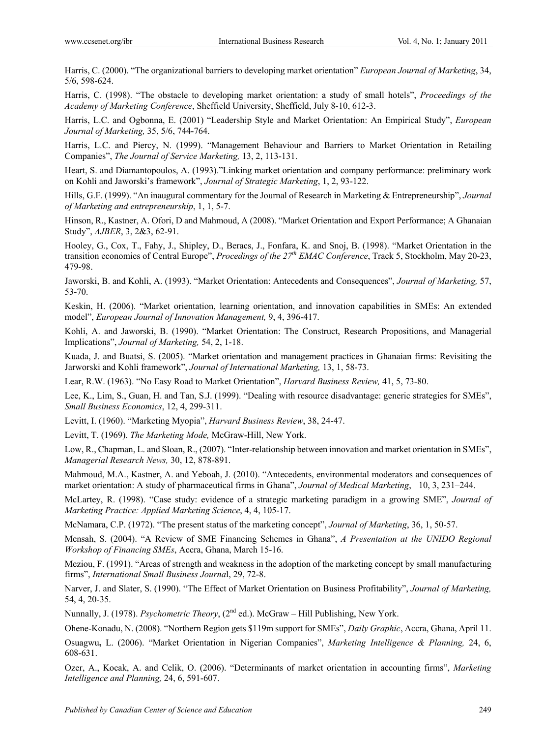Harris, C. (2000). "The organizational barriers to developing market orientation" *European Journal of Marketing*, 34, 5/6, 598-624.

Harris, C. (1998). "The obstacle to developing market orientation: a study of small hotels", *Proceedings of the Academy of Marketing Conference*, Sheffield University, Sheffield, July 8-10, 612-3.

Harris, L.C. and Ogbonna, E. (2001) "Leadership Style and Market Orientation: An Empirical Study", *European Journal of Marketing,* 35, 5/6, 744-764.

Harris, L.C. and Piercy, N. (1999). "Management Behaviour and Barriers to Market Orientation in Retailing Companies", *The Journal of Service Marketing,* 13, 2, 113-131.

Heart, S. and Diamantopoulos, A. (1993)."Linking market orientation and company performance: preliminary work on Kohli and Jaworski's framework", *Journal of Strategic Marketing*, 1, 2, 93-122.

Hills, G.F. (1999). "An inaugural commentary for the Journal of Research in Marketing & Entrepreneurship", *Journal of Marketing and entrepreneurship*, 1, 1, 5-7.

Hinson, R., Kastner, A. Ofori, D and Mahmoud, A (2008). "Market Orientation and Export Performance; A Ghanaian Study", *AJBER*, 3, 2&3, 62-91.

Hooley, G., Cox, T., Fahy, J., Shipley, D., Beracs, J., Fonfara, K. and Snoj, B. (1998). "Market Orientation in the transition economies of Central Europe", *Procedings of the 27th EMAC Conference*, Track 5, Stockholm, May 20-23, 479-98.

Jaworski, B. and Kohli, A. (1993). "Market Orientation: Antecedents and Consequences", *Journal of Marketing,* 57, 53-70.

Keskin, H. (2006). "Market orientation, learning orientation, and innovation capabilities in SMEs: An extended model", *European Journal of Innovation Management,* 9, 4, 396-417.

Kohli, A. and Jaworski, B. (1990). "Market Orientation: The Construct, Research Propositions, and Managerial Implications", *Journal of Marketing,* 54, 2, 1-18.

Kuada, J. and Buatsi, S. (2005). "Market orientation and management practices in Ghanaian firms: Revisiting the Jarworski and Kohli framework", *Journal of International Marketing,* 13, 1, 58-73.

Lear, R.W. (1963). "No Easy Road to Market Orientation", *Harvard Business Review,* 41, 5, 73-80.

Lee, K., Lim, S., Guan, H. and Tan, S.J. (1999). "Dealing with resource disadvantage: generic strategies for SMEs", *Small Business Economics*, 12, 4, 299-311.

Levitt, I. (1960). "Marketing Myopia", *Harvard Business Review*, 38, 24-47.

Levitt, T. (1969). *The Marketing Mode,* McGraw-Hill, New York.

Low, R., Chapman, L. and Sloan, R., (2007). "Inter-relationship between innovation and market orientation in SMEs", *Managerial Research News,* 30, 12, 878-891.

Mahmoud, M.A., Kastner, A. and Yeboah, J. (2010). "Antecedents, environmental moderators and consequences of market orientation: A study of pharmaceutical firms in Ghana", *Journal of Medical Marketing*, 10, 3, 231–244.

McLartey, R. (1998). "Case study: evidence of a strategic marketing paradigm in a growing SME", *Journal of Marketing Practice: Applied Marketing Science*, 4, 4, 105-17.

McNamara, C.P. (1972). "The present status of the marketing concept", *Journal of Marketing*, 36, 1, 50-57.

Mensah, S. (2004). "A Review of SME Financing Schemes in Ghana", *A Presentation at the UNIDO Regional Workshop of Financing SMEs*, Accra, Ghana, March 15-16.

Meziou, F. (1991). "Areas of strength and weakness in the adoption of the marketing concept by small manufacturing firms", *International Small Business Journa*l, 29, 72-8.

Narver, J. and Slater, S. (1990). "The Effect of Market Orientation on Business Profitability", *Journal of Marketing,* 54, 4, 20-35.

Nunnally, J. (1978). *Psychometric Theory*, (2nd ed.). McGraw – Hill Publishing, New York.

Ohene-Konadu, N. (2008). "Northern Region gets \$119m support for SMEs", *Daily Graphic*, Accra, Ghana, April 11.

Osuagwu**,** L. (2006). "Market Orientation in Nigerian Companies", *Marketing Intelligence & Planning,* 24, 6, 608-631.

Ozer, A., Kocak, A. and Celik, O. (2006). "Determinants of market orientation in accounting firms", *Marketing Intelligence and Planning,* 24, 6, 591-607.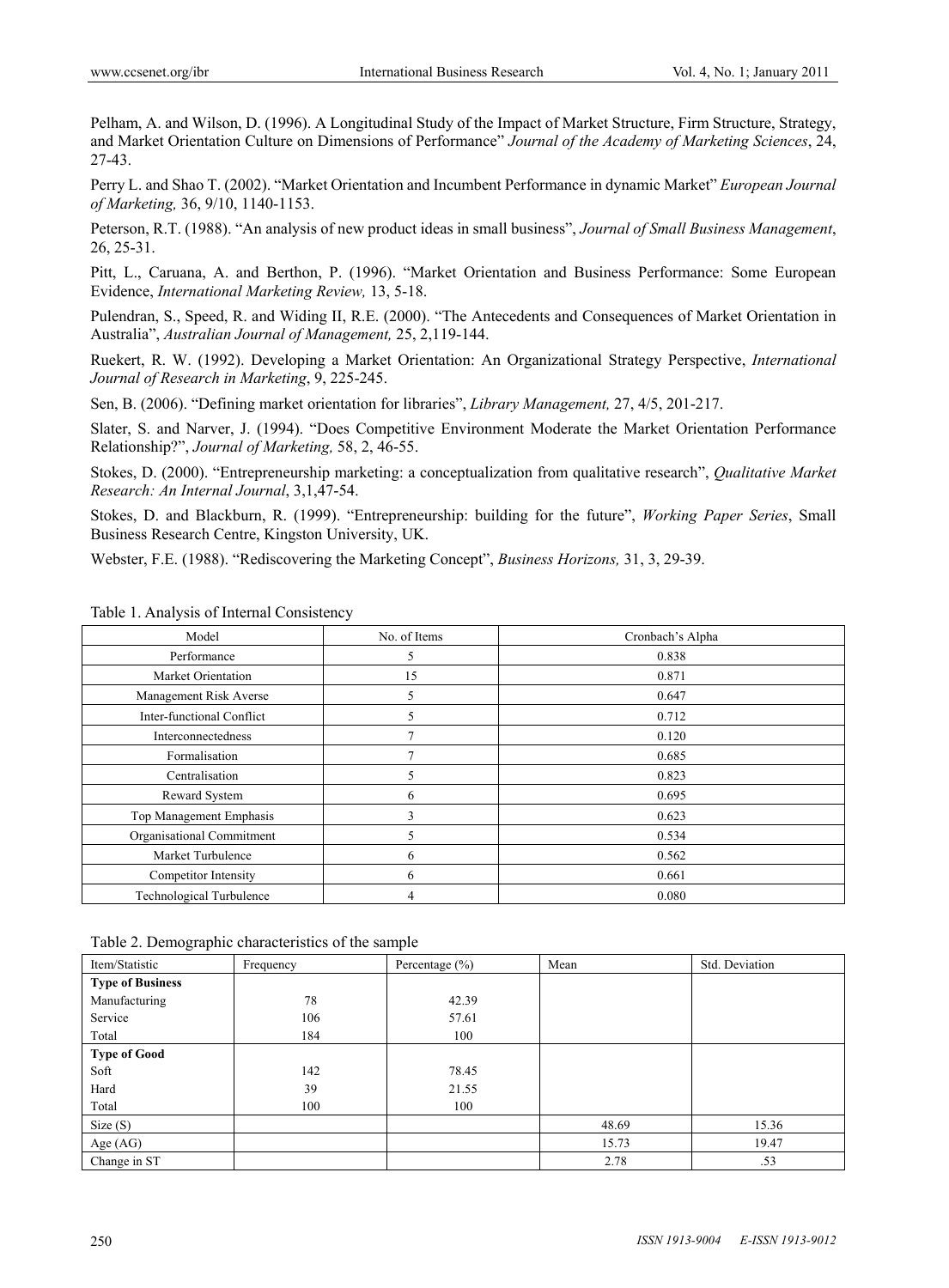Pelham, A. and Wilson, D. (1996). A Longitudinal Study of the Impact of Market Structure, Firm Structure, Strategy, and Market Orientation Culture on Dimensions of Performance" *Journal of the Academy of Marketing Sciences*, 24, 27-43.

Perry L. and Shao T. (2002). "Market Orientation and Incumbent Performance in dynamic Market" *European Journal of Marketing,* 36, 9/10, 1140-1153.

Peterson, R.T. (1988). "An analysis of new product ideas in small business", *Journal of Small Business Management*, 26, 25-31.

Pitt, L., Caruana, A. and Berthon, P. (1996). "Market Orientation and Business Performance: Some European Evidence, *International Marketing Review,* 13, 5-18.

Pulendran, S., Speed, R. and Widing II, R.E. (2000). "The Antecedents and Consequences of Market Orientation in Australia", *Australian Journal of Management,* 25, 2,119-144.

Ruekert, R. W. (1992). Developing a Market Orientation: An Organizational Strategy Perspective, *International Journal of Research in Marketing*, 9, 225-245.

Sen, B. (2006). "Defining market orientation for libraries", *Library Management,* 27, 4/5, 201-217.

Slater, S. and Narver, J. (1994). "Does Competitive Environment Moderate the Market Orientation Performance Relationship?", *Journal of Marketing,* 58, 2, 46-55.

Stokes, D. (2000). "Entrepreneurship marketing: a conceptualization from qualitative research", *Qualitative Market Research: An Internal Journal*, 3,1,47-54.

Stokes, D. and Blackburn, R. (1999). "Entrepreneurship: building for the future", *Working Paper Series*, Small Business Research Centre, Kingston University, UK.

Webster, F.E. (1988). "Rediscovering the Marketing Concept", *Business Horizons,* 31, 3, 29-39.

Table 1. Analysis of Internal Consistency

| Model | No. of Items | Cronbach's Alpha |
|---|---|---|
| Performance | 5 | 0.838 |
| Market Orientation | 15 | 0.871 |
| Management Risk Averse | 5 | 0.647 |
| Inter-functional Conflict | 5 | 0.712 |
| Interconnectedness | 7 | 0.120 |
| Formalisation | 7 | 0.685 |
| Centralisation | 5 | 0.823 |
| Reward System | 6 | 0.695 |
| Top Management Emphasis | 3 | 0.623 |
| Organisational Commitment | 5 | 0.534 |
| Market Turbulence | 6 | 0.562 |
| Competitor Intensity | 6 | 0.661 |
| Technological Turbulence | 4 | 0.080 |

Table 2. Demographic characteristics of the sample

| Item/Statistic | Frequency | Percentage (%) | Mean | Std. Deviation |
|---|---|---|---|---|
| **Type of Business** | | | | |
| Manufacturing | 78 | 42.39 | | |
| Service | 106 | 57.61 | | |
| Total | 184 | 100 | | |
| **Type of Good** | | | | |
| Soft | 142 | 78.45 | | |
| Hard | 39 | 21.55 | | |
| Total | 100 | 100 | | |
| Size (S) | | | 48.69 | 15.36 |
| Age (AG) | | | 15.73 | 19.47 |
| Change in ST | | | 2.78 | .53 |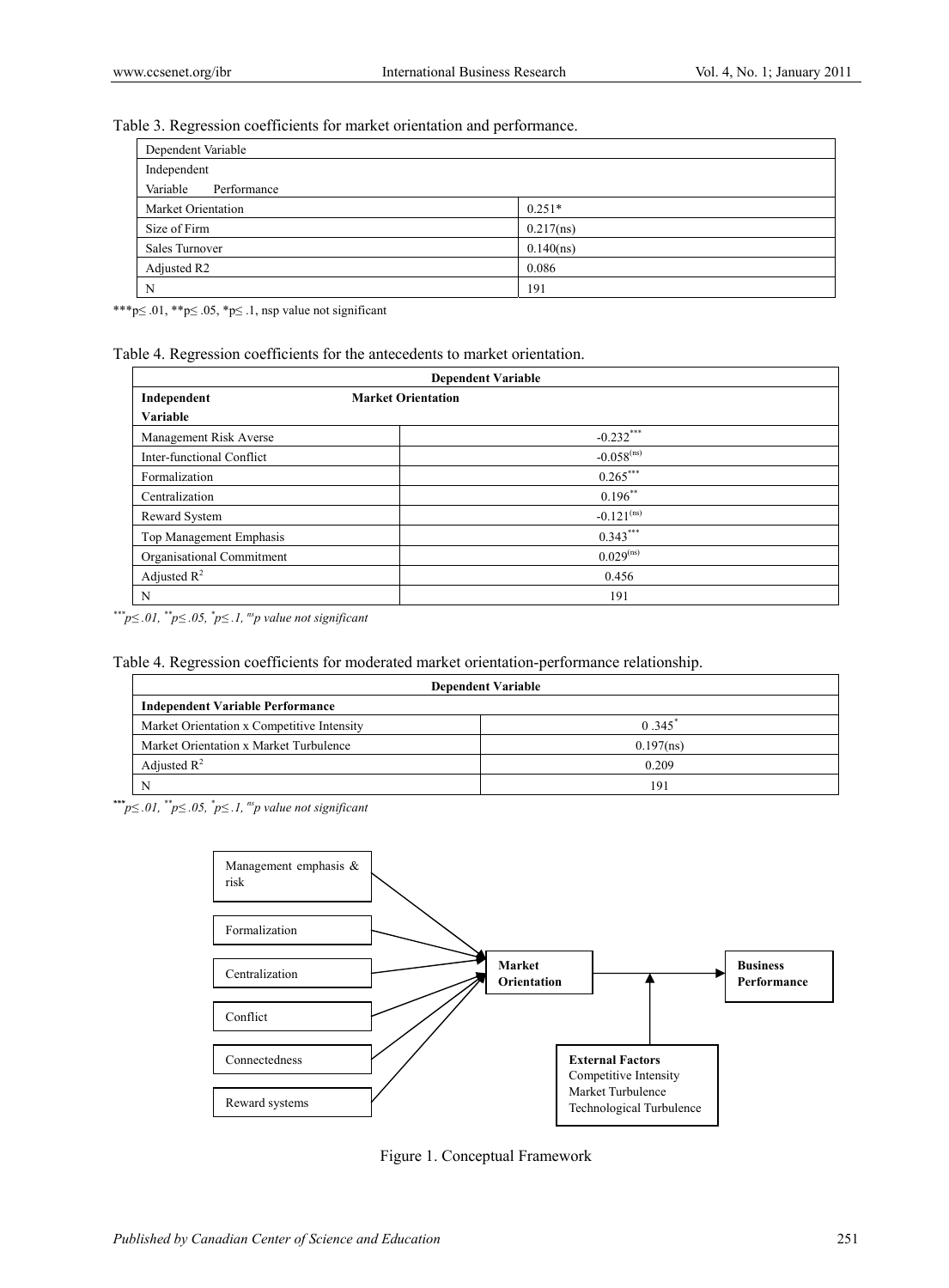Table 3. Regression coefficients for market orientation and performance.

| Dependent Variable | |
|---|---|
| Independent | |
| Variable Performance | |
| Market Orientation | 0.251* |
| Size of Firm | 0.217(ns) |
| Sales Turnover | 0.140(ns) |
| Adjusted R2 | 0.086 |
| N | 191 |

***p≤ .01, **p≤ .05, *p≤ .1, nsp value not significant

Table 4. Regression coefficients for the antecedents to market orientation.

| **Dependent Variable** | |
|---|---|
| **Independent Variable** | **Market Orientation** |
| Management Risk Averse | -0.232*** |
| Inter-functional Conflict | -0.058(ns) |
| Formalization | 0.265*** |
| Centralization | 0.196** |
| Reward System | -0.121(ns) |
| Top Management Emphasis | 0.343*** |
| Organisational Commitment | 0.029(ns) |
| Adjusted $R^2$ | 0.456 |
| N | 191 |

*\*\*\*p≤ .01, \*\*p≤ .05, \*p≤ .1, nsp value not significant*

Table 4. Regression coefficients for moderated market orientation-performance relationship.

| **Dependent Variable** | |
|---|---|
| **Independent Variable Performance** | |
| Market Orientation x Competitive Intensity | 0 .345* |
| Market Orientation x Market Turbulence | 0.197(ns) |
| Adjusted $R^2$ | 0.209 |
| N | 191 |

*\*\*\*p≤ .01, \*\*p≤ .05, \*p≤ .1, nsp value not significant*

Management emphasis & risk

Formalization

Centralization

Conflict

Connectedness

Reward systems

**Market Orientation**

**Business Performance**

**External Factors**
Competitive Intensity
Market Turbulence
Technological Turbulence

Figure 1. Conceptual Framework